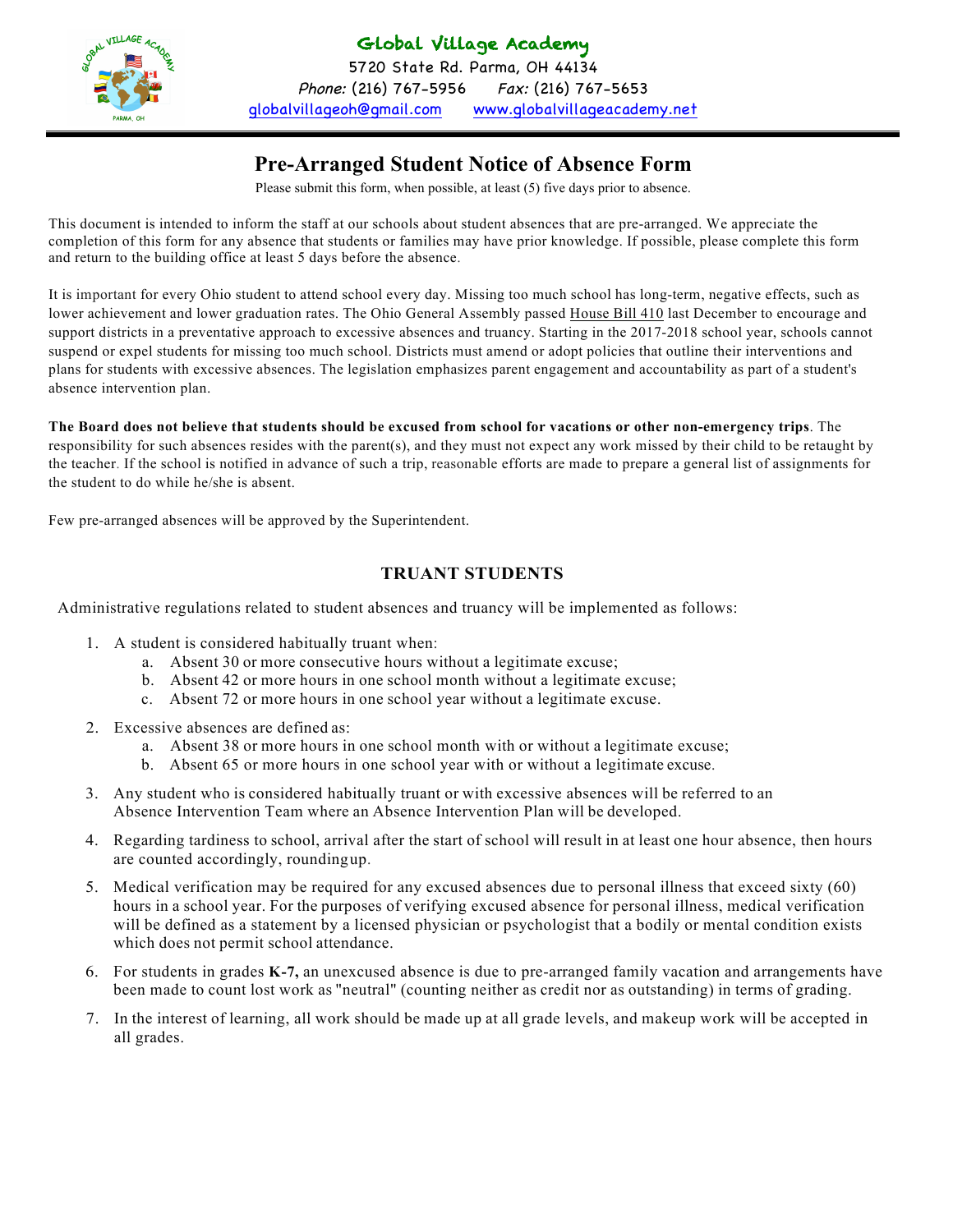# Global Village Academy

5720 State Rd. Parma, OH 44134

*Phone:* (216) 767-5956 *Fax:* (216) 767-5653

globalvillageoh@gmail.com www.globalvillageacademy.net

## Pre-Arranged Student Notice of Absence Form

Please submit this form, when possible, at least (5) five days prior to absence.

This document is intended to inform the staff at our schools about student absences that are pre-arranged. We appreciate the completion of this form for any absence that students or families may have prior knowledge. If possible, please complete this form and return to the building office at least 5 days before the absence.

It is important for every Ohio student to attend school every day. Missing too much school has long-term, negative effects, such as lower achievement and lower graduation rates. The Ohio General Assembly passed House Bill 410 last December to encourage and support districts in a preventative approach to excessive absences and truancy. Starting in the 2017-2018 school year, schools cannot suspend or expel students for missing too much school. Districts must amend or adopt policies that outline their interventions and plans for students with excessive absences. The legislation emphasizes parent engagement and accountability as part of a student's absence intervention plan.

**The Board does not believe that students should be excused from school for vacations or other non-emergency trips**. The responsibility for such absences resides with the parent(s), and they must not expect any work missed by their child to be retaught by the teacher. If the school is notified in advance of such a trip, reasonable efforts are made to prepare a general list of assignments for the student to do while he/she is absent.

Few pre-arranged absences will be approved by the Superintendent.

### TRUANT STUDENTS

Administrative regulations related to student absences and truancy will be implemented as follows:

1. A student is considered habitually truant when:
   a. Absent 30 or more consecutive hours without a legitimate excuse;
   b. Absent 42 or more hours in one school month without a legitimate excuse;
   c. Absent 72 or more hours in one school year without a legitimate excuse.
2. Excessive absences are defined as:
   a. Absent 38 or more hours in one school month with or without a legitimate excuse;
   b. Absent 65 or more hours in one school year with or without a legitimate excuse.
3. Any student who is considered habitually truant or with excessive absences will be referred to an Absence Intervention Team where an Absence Intervention Plan will be developed.
4. Regarding tardiness to school, arrival after the start of school will result in at least one hour absence, then hours are counted accordingly, rounding up.
5. Medical verification may be required for any excused absences due to personal illness that exceed sixty (60) hours in a school year. For the purposes of verifying excused absence for personal illness, medical verification will be defined as a statement by a licensed physician or psychologist that a bodily or mental condition exists which does not permit school attendance.
6. For students in grades **K-7,** an unexcused absence is due to pre-arranged family vacation and arrangements have been made to count lost work as "neutral" (counting neither as credit nor as outstanding) in terms of grading.
7. In the interest of learning, all work should be made up at all grade levels, and makeup work will be accepted in all grades.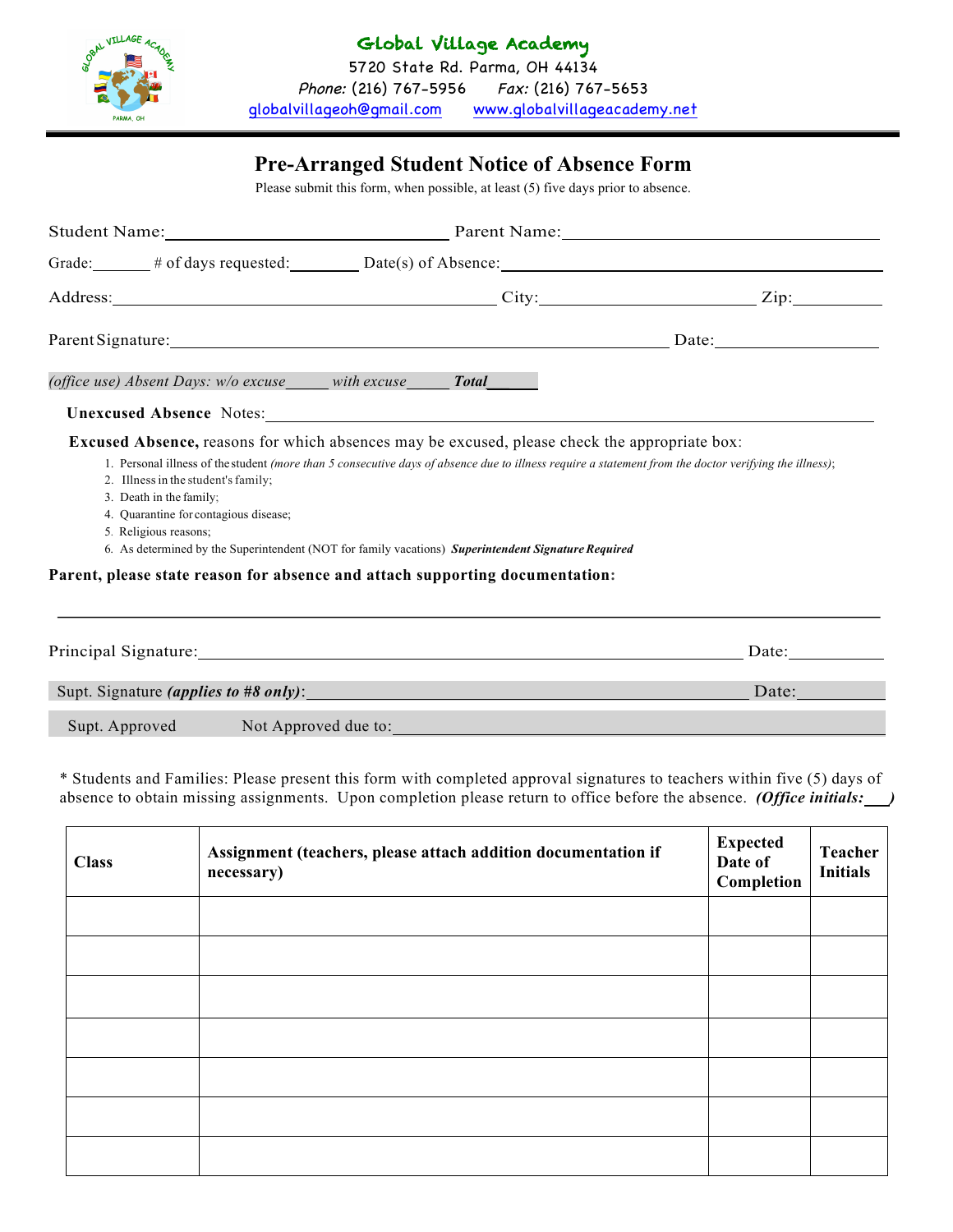Global Village Academy
5720 State Rd. Parma, OH 44134
*Phone:* (216) 767-5956 *Fax:* (216) 767-5653
globalvillageoh@gmail.com www.globalvillageacademy.net

# Pre-Arranged Student Notice of Absence Form

Please submit this form, when possible, at least (5) five days prior to absence.

Student Name:________________________________ Parent Name:________________________________

Grade:_______ # of days requested:________ Date(s) of Absence:________________________________

Address:________________________________ City:____________________ Zip:__________

Parent Signature:________________________________________________ Date:________________

*(office use) Absent Days: w/o excuse_____ with excuse_____* ***Total___***

**Unexcused Absence** Notes:________________________________________________

**Excused Absence,** reasons for which absences may be excused, please check the appropriate box:

1. Personal illness of the student *(more than 5 consecutive days of absence due to illness require a statement from the doctor verifying the illness)*;
2. Illness in the student's family;
3. Death in the family;
4. Quarantine for contagious disease;
5. Religious reasons;
6. As determined by the Superintendent (NOT for family vacations) ***Superintendent Signature Required***

**Parent, please state reason for absence and attach supporting documentation:**

________________________________________________________________________________

Principal Signature:________________________________________________ Date:__________

Supt. Signature ***(applies to #8 only)***:________________________________________ Date:__________

Supt. Approved Not Approved due to:________________________________________________

\* Students and Families: Please present this form with completed approval signatures to teachers within five (5) days of absence to obtain missing assignments. Upon completion please return to office before the absence. ***(Office initials:___)***

| **Class** | **Assignment (teachers, please attach addition documentation if necessary)** | **Expected Date of Completion** | **Teacher Initials** |
|---|---|---|---|
| | | | |
| | | | |
| | | | |
| | | | |
| | | | |
| | | | |
| | | | |